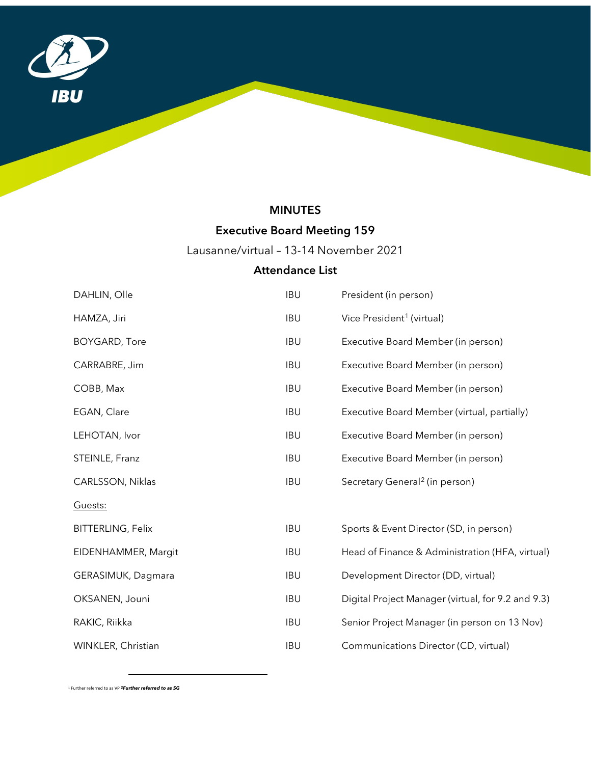# MINUTES

## Executive Board Meeting 159

Lausanne/virtual – 13-14 November 2021

### Attendance List

| | | |
|---|---|---|
| DAHLIN, Olle | IBU | President (in person) |
| HAMZA, Jiri | IBU | Vice President[1] (virtual) |
| BOYGARD, Tore | IBU | Executive Board Member (in person) |
| CARRABRE, Jim | IBU | Executive Board Member (in person) |
| COBB, Max | IBU | Executive Board Member (in person) |
| EGAN, Clare | IBU | Executive Board Member (virtual, partially) |
| LEHOTAN, Ivor | IBU | Executive Board Member (in person) |
| STEINLE, Franz | IBU | Executive Board Member (in person) |
| CARLSSON, Niklas | IBU | Secretary General[2] (in person) |
| Guests: | | |
| BITTERLING, Felix | IBU | Sports & Event Director (SD, in person) |
| EIDENHAMMER, Margit | IBU | Head of Finance & Administration (HFA, virtual) |
| GERASIMUK, Dagmara | IBU | Development Director (DD, virtual) |
| OKSANEN, Jouni | IBU | Digital Project Manager (virtual, for 9.2 and 9.3) |
| RAKIC, Riikka | IBU | Senior Project Manager (in person on 13 Nov) |
| WINKLER, Christian | IBU | Communications Director (CD, virtual) |

[1] Further referred to as VP [2] *Further referred to as SG*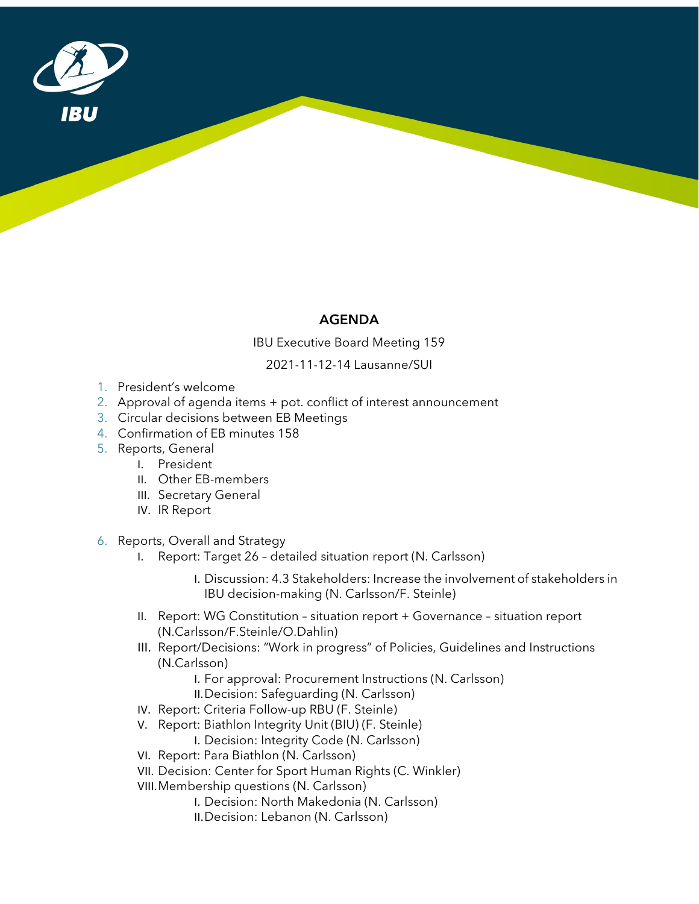## AGENDA

IBU Executive Board Meeting 159

2021-11-12-14 Lausanne/SUI

1. President's welcome
2. Approval of agenda items + pot. conflict of interest announcement
3. Circular decisions between EB Meetings
4. Confirmation of EB minutes 158
5. Reports, General
   I. President
   II. Other EB-members
   III. Secretary General
   IV. IR Report
6. Reports, Overall and Strategy
   I. Report: Target 26 – detailed situation report (N. Carlsson)
      I. Discussion: 4.3 Stakeholders: Increase the involvement of stakeholders in IBU decision-making (N. Carlsson/F. Steinle)
   II. Report: WG Constitution – situation report + Governance – situation report (N.Carlsson/F.Steinle/O.Dahlin)
   III. Report/Decisions: "Work in progress" of Policies, Guidelines and Instructions (N.Carlsson)
      I. For approval: Procurement Instructions (N. Carlsson)
      II. Decision: Safeguarding (N. Carlsson)
   IV. Report: Criteria Follow-up RBU (F. Steinle)
   V. Report: Biathlon Integrity Unit (BIU) (F. Steinle)
      I. Decision: Integrity Code (N. Carlsson)
   VI. Report: Para Biathlon (N. Carlsson)
   VII. Decision: Center for Sport Human Rights (C. Winkler)
   VIII. Membership questions (N. Carlsson)
      I. Decision: North Makedonia (N. Carlsson)
      II. Decision: Lebanon (N. Carlsson)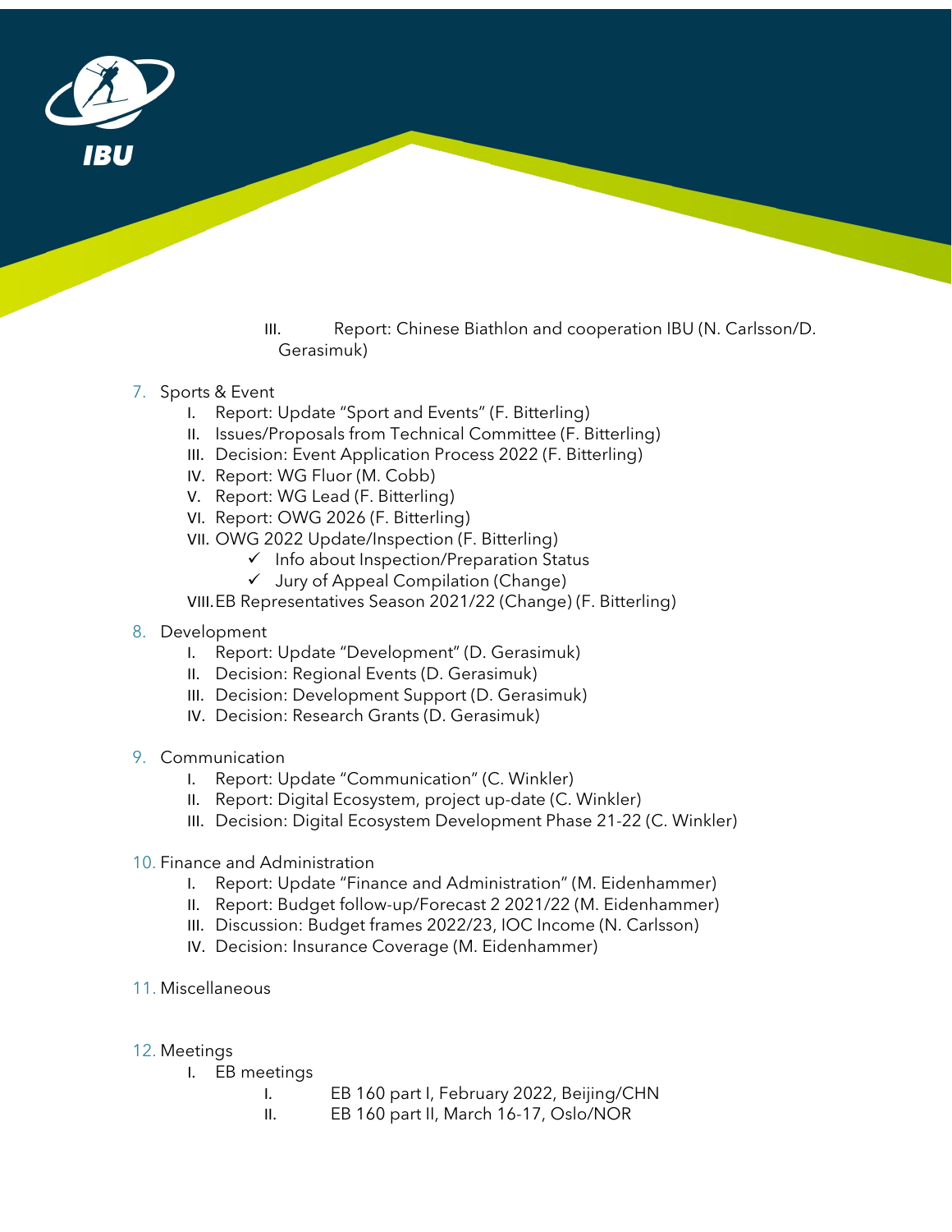III. Report: Chinese Biathlon and cooperation IBU (N. Carlsson/D. Gerasimuk)

7. Sports & Event
   - I. Report: Update "Sport and Events" (F. Bitterling)
   - II. Issues/Proposals from Technical Committee (F. Bitterling)
   - III. Decision: Event Application Process 2022 (F. Bitterling)
   - IV. Report: WG Fluor (M. Cobb)
   - V. Report: WG Lead (F. Bitterling)
   - VI. Report: OWG 2026 (F. Bitterling)
   - VII. OWG 2022 Update/Inspection (F. Bitterling)
     - ✓ Info about Inspection/Preparation Status
     - ✓ Jury of Appeal Compilation (Change)
   - VIII. EB Representatives Season 2021/22 (Change) (F. Bitterling)

8. Development
   - I. Report: Update "Development" (D. Gerasimuk)
   - II. Decision: Regional Events (D. Gerasimuk)
   - III. Decision: Development Support (D. Gerasimuk)
   - IV. Decision: Research Grants (D. Gerasimuk)

9. Communication
   - I. Report: Update "Communication" (C. Winkler)
   - II. Report: Digital Ecosystem, project up-date (C. Winkler)
   - III. Decision: Digital Ecosystem Development Phase 21-22 (C. Winkler)

10. Finance and Administration
    - I. Report: Update "Finance and Administration" (M. Eidenhammer)
    - II. Report: Budget follow-up/Forecast 2 2021/22 (M. Eidenhammer)
    - III. Discussion: Budget frames 2022/23, IOC Income (N. Carlsson)
    - IV. Decision: Insurance Coverage (M. Eidenhammer)

11. Miscellaneous

12. Meetings
    - I. EB meetings
      - I. EB 160 part I, February 2022, Beijing/CHN
      - II. EB 160 part II, March 16-17, Oslo/NOR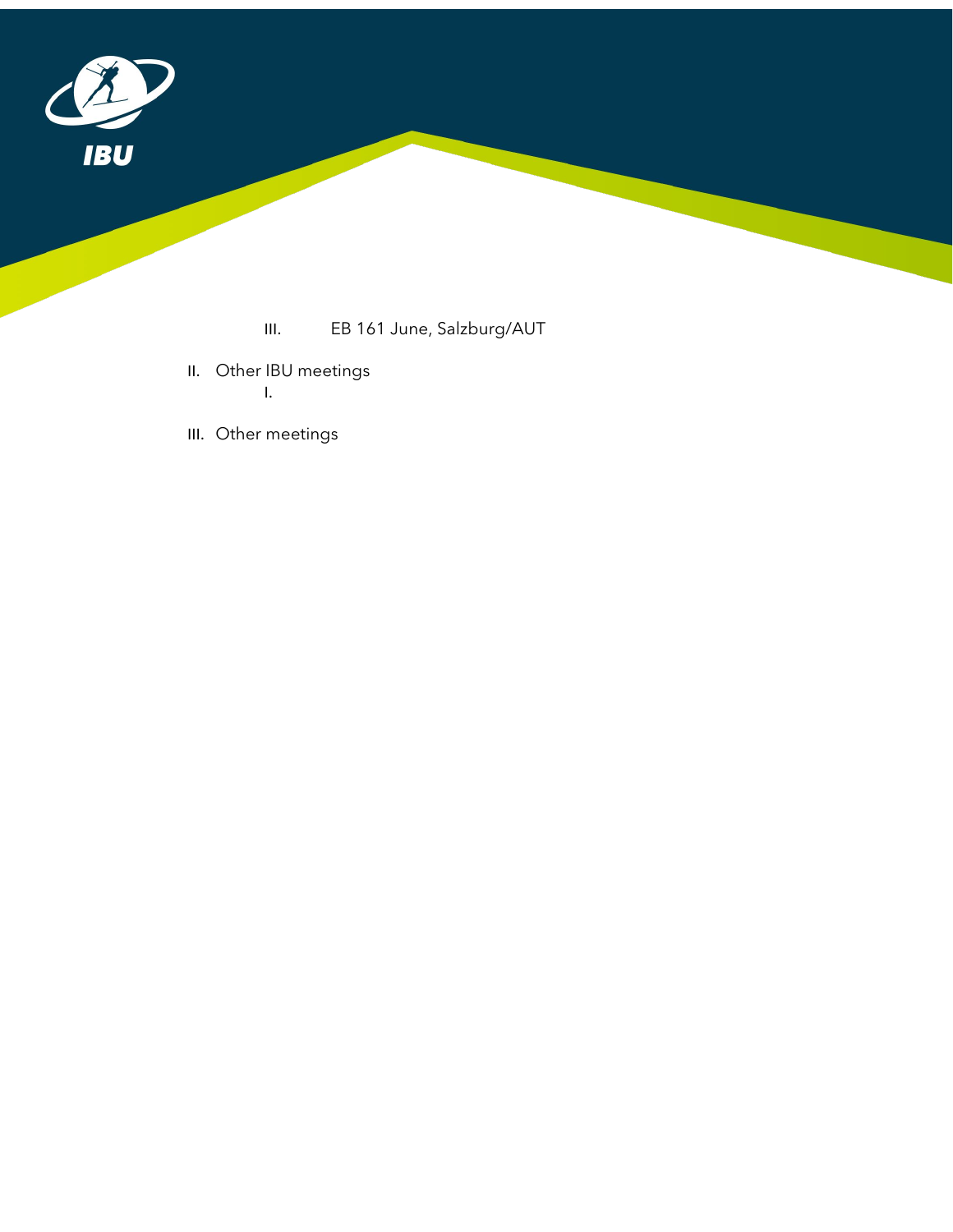III. EB 161 June, Salzburg/AUT

II. Other IBU meetings

I.

III. Other meetings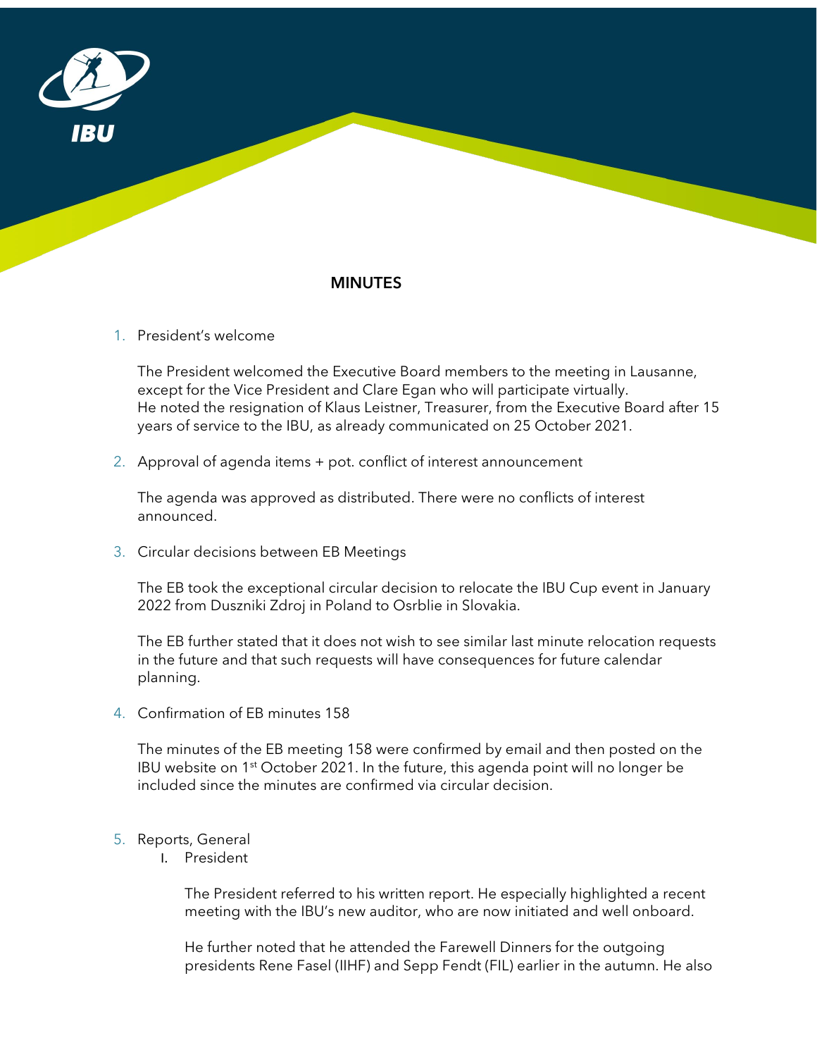## MINUTES

1. President's welcome

   The President welcomed the Executive Board members to the meeting in Lausanne, except for the Vice President and Clare Egan who will participate virtually. He noted the resignation of Klaus Leistner, Treasurer, from the Executive Board after 15 years of service to the IBU, as already communicated on 25 October 2021.

2. Approval of agenda items + pot. conflict of interest announcement

   The agenda was approved as distributed. There were no conflicts of interest announced.

3. Circular decisions between EB Meetings

   The EB took the exceptional circular decision to relocate the IBU Cup event in January 2022 from Duszniki Zdroj in Poland to Osrblie in Slovakia.

   The EB further stated that it does not wish to see similar last minute relocation requests in the future and that such requests will have consequences for future calendar planning.

4. Confirmation of EB minutes 158

   The minutes of the EB meeting 158 were confirmed by email and then posted on the IBU website on 1st October 2021. In the future, this agenda point will no longer be included since the minutes are confirmed via circular decision.

5. Reports, General
   I. President

      The President referred to his written report. He especially highlighted a recent meeting with the IBU's new auditor, who are now initiated and well onboard.

      He further noted that he attended the Farewell Dinners for the outgoing presidents Rene Fasel (IIHF) and Sepp Fendt (FIL) earlier in the autumn. He also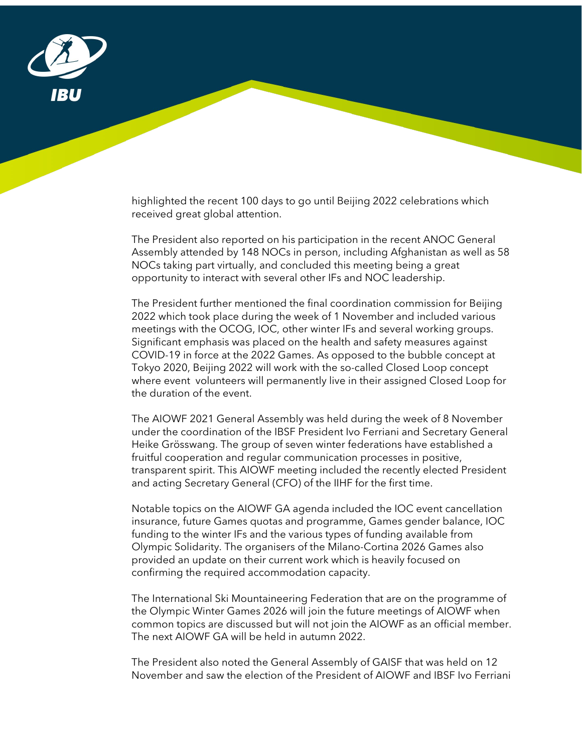highlighted the recent 100 days to go until Beijing 2022 celebrations which received great global attention.

The President also reported on his participation in the recent ANOC General Assembly attended by 148 NOCs in person, including Afghanistan as well as 58 NOCs taking part virtually, and concluded this meeting being a great opportunity to interact with several other IFs and NOC leadership.

The President further mentioned the final coordination commission for Beijing 2022 which took place during the week of 1 November and included various meetings with the OCOG, IOC, other winter IFs and several working groups. Significant emphasis was placed on the health and safety measures against COVID-19 in force at the 2022 Games. As opposed to the bubble concept at Tokyo 2020, Beijing 2022 will work with the so-called Closed Loop concept where event volunteers will permanently live in their assigned Closed Loop for the duration of the event.

The AIOWF 2021 General Assembly was held during the week of 8 November under the coordination of the IBSF President Ivo Ferriani and Secretary General Heike Grösswang. The group of seven winter federations have established a fruitful cooperation and regular communication processes in positive, transparent spirit. This AIOWF meeting included the recently elected President and acting Secretary General (CFO) of the IIHF for the first time.

Notable topics on the AIOWF GA agenda included the IOC event cancellation insurance, future Games quotas and programme, Games gender balance, IOC funding to the winter IFs and the various types of funding available from Olympic Solidarity. The organisers of the Milano-Cortina 2026 Games also provided an update on their current work which is heavily focused on confirming the required accommodation capacity.

The International Ski Mountaineering Federation that are on the programme of the Olympic Winter Games 2026 will join the future meetings of AIOWF when common topics are discussed but will not join the AIOWF as an official member. The next AIOWF GA will be held in autumn 2022.

The President also noted the General Assembly of GAISF that was held on 12 November and saw the election of the President of AIOWF and IBSF Ivo Ferriani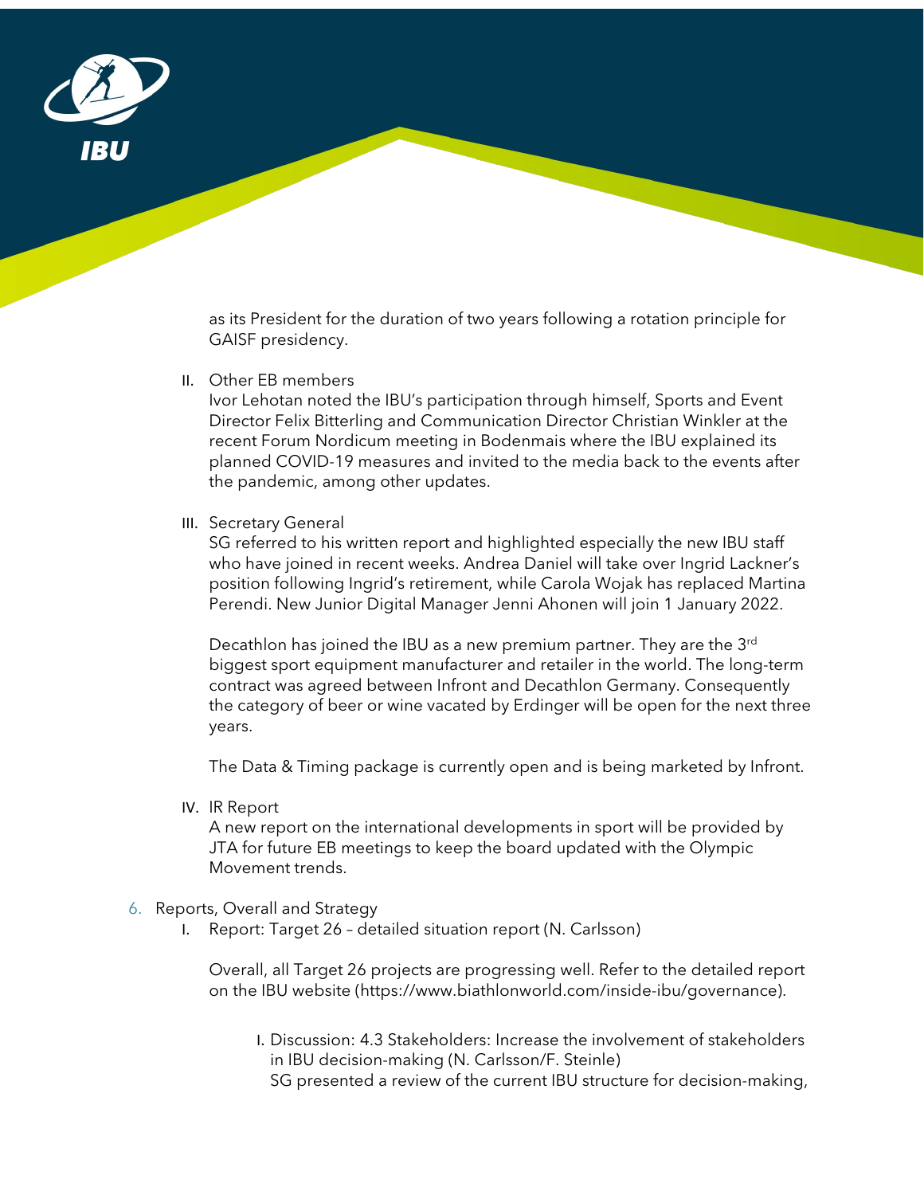as its President for the duration of two years following a rotation principle for GAISF presidency.

II. Other EB members

Ivor Lehotan noted the IBU's participation through himself, Sports and Event Director Felix Bitterling and Communication Director Christian Winkler at the recent Forum Nordicum meeting in Bodenmais where the IBU explained its planned COVID-19 measures and invited to the media back to the events after the pandemic, among other updates.

III. Secretary General

SG referred to his written report and highlighted especially the new IBU staff who have joined in recent weeks. Andrea Daniel will take over Ingrid Lackner's position following Ingrid's retirement, while Carola Wojak has replaced Martina Perendi. New Junior Digital Manager Jenni Ahonen will join 1 January 2022.

Decathlon has joined the IBU as a new premium partner. They are the 3rd biggest sport equipment manufacturer and retailer in the world. The long-term contract was agreed between Infront and Decathlon Germany. Consequently the category of beer or wine vacated by Erdinger will be open for the next three years.

The Data & Timing package is currently open and is being marketed by Infront.

IV. IR Report

A new report on the international developments in sport will be provided by JTA for future EB meetings to keep the board updated with the Olympic Movement trends.

6. Reports, Overall and Strategy

I. Report: Target 26 – detailed situation report (N. Carlsson)

Overall, all Target 26 projects are progressing well. Refer to the detailed report on the IBU website (https://www.biathlonworld.com/inside-ibu/governance).

I. Discussion: 4.3 Stakeholders: Increase the involvement of stakeholders in IBU decision-making (N. Carlsson/F. Steinle)

SG presented a review of the current IBU structure for decision-making,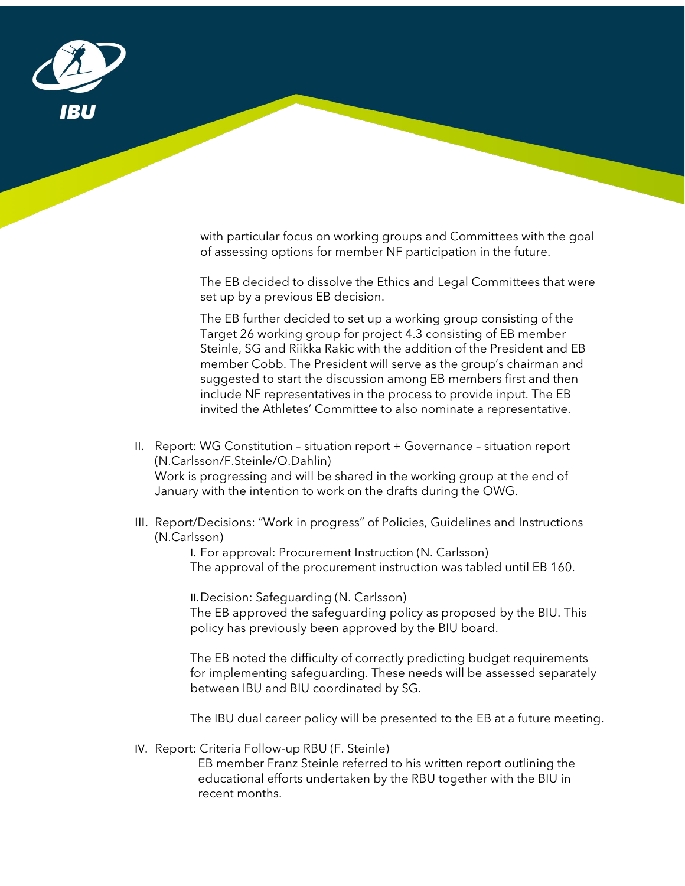with particular focus on working groups and Committees with the goal of assessing options for member NF participation in the future.

The EB decided to dissolve the Ethics and Legal Committees that were set up by a previous EB decision.

The EB further decided to set up a working group consisting of the Target 26 working group for project 4.3 consisting of EB member Steinle, SG and Riikka Rakic with the addition of the President and EB member Cobb. The President will serve as the group's chairman and suggested to start the discussion among EB members first and then include NF representatives in the process to provide input. The EB invited the Athletes' Committee to also nominate a representative.

II. Report: WG Constitution – situation report + Governance – situation report (N.Carlsson/F.Steinle/O.Dahlin)
Work is progressing and will be shared in the working group at the end of January with the intention to work on the drafts during the OWG.

III. Report/Decisions: "Work in progress" of Policies, Guidelines and Instructions (N.Carlsson)

I. For approval: Procurement Instruction (N. Carlsson)
The approval of the procurement instruction was tabled until EB 160.

II. Decision: Safeguarding (N. Carlsson)
The EB approved the safeguarding policy as proposed by the BIU. This policy has previously been approved by the BIU board.

The EB noted the difficulty of correctly predicting budget requirements for implementing safeguarding. These needs will be assessed separately between IBU and BIU coordinated by SG.

The IBU dual career policy will be presented to the EB at a future meeting.

IV. Report: Criteria Follow-up RBU (F. Steinle)
EB member Franz Steinle referred to his written report outlining the educational efforts undertaken by the RBU together with the BIU in recent months.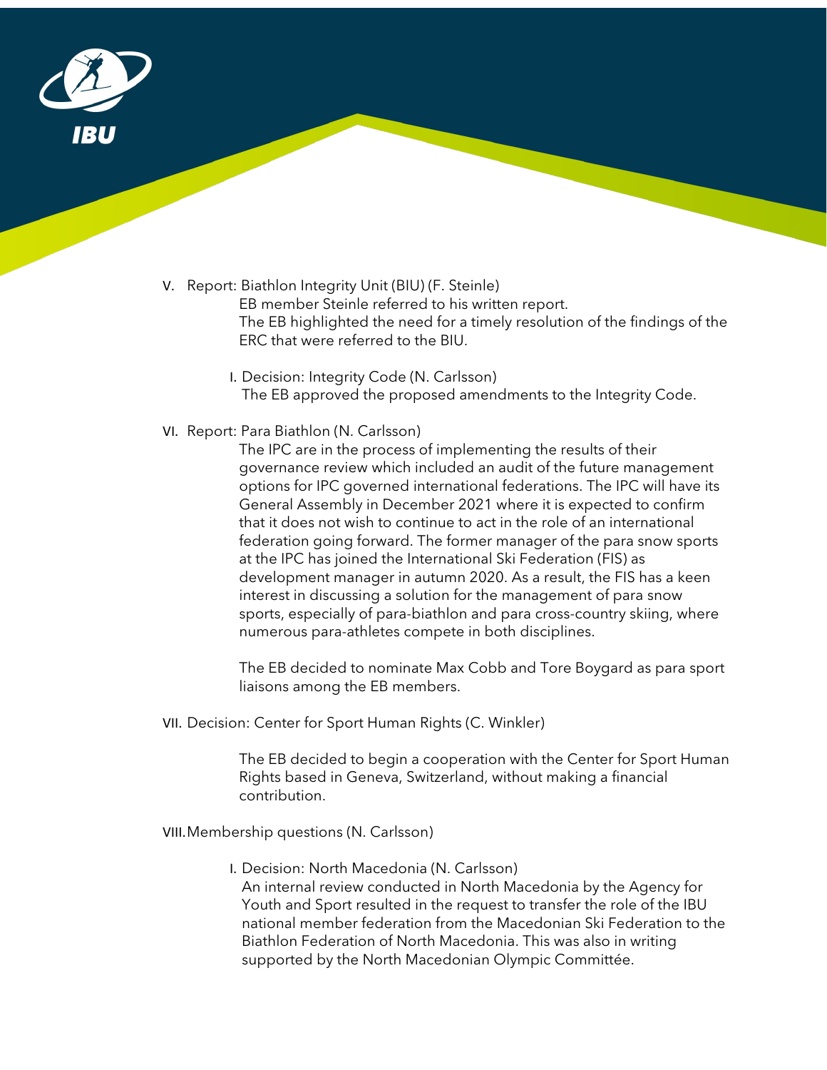V. Report: Biathlon Integrity Unit (BIU) (F. Steinle)

EB member Steinle referred to his written report.
The EB highlighted the need for a timely resolution of the findings of the ERC that were referred to the BIU.

I. Decision: Integrity Code (N. Carlsson)

The EB approved the proposed amendments to the Integrity Code.

VI. Report: Para Biathlon (N. Carlsson)

The IPC are in the process of implementing the results of their governance review which included an audit of the future management options for IPC governed international federations. The IPC will have its General Assembly in December 2021 where it is expected to confirm that it does not wish to continue to act in the role of an international federation going forward. The former manager of the para snow sports at the IPC has joined the International Ski Federation (FIS) as development manager in autumn 2020. As a result, the FIS has a keen interest in discussing a solution for the management of para snow sports, especially of para-biathlon and para cross-country skiing, where numerous para-athletes compete in both disciplines.

The EB decided to nominate Max Cobb and Tore Boygard as para sport liaisons among the EB members.

VII. Decision: Center for Sport Human Rights (C. Winkler)

The EB decided to begin a cooperation with the Center for Sport Human Rights based in Geneva, Switzerland, without making a financial contribution.

VIII. Membership questions (N. Carlsson)

I. Decision: North Macedonia (N. Carlsson)

An internal review conducted in North Macedonia by the Agency for Youth and Sport resulted in the request to transfer the role of the IBU national member federation from the Macedonian Ski Federation to the Biathlon Federation of North Macedonia. This was also in writing supported by the North Macedonian Olympic Committée.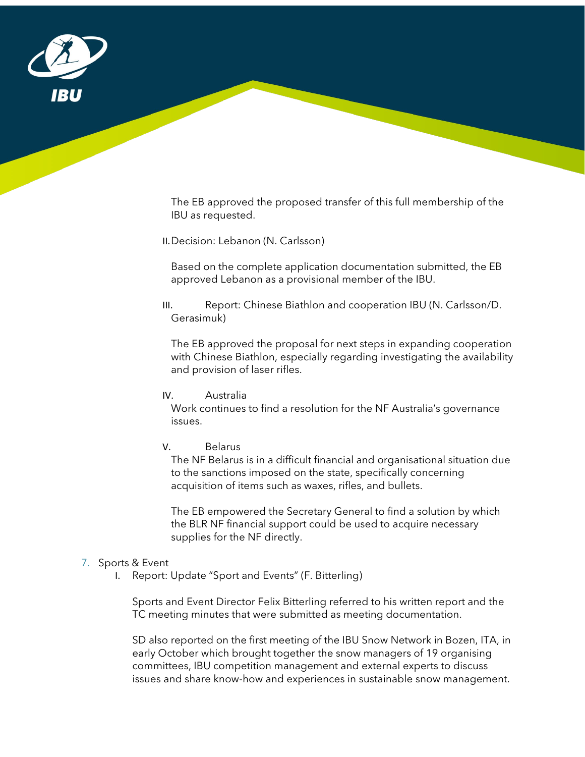The EB approved the proposed transfer of this full membership of the IBU as requested.

II. Decision: Lebanon (N. Carlsson)

Based on the complete application documentation submitted, the EB approved Lebanon as a provisional member of the IBU.

III. Report: Chinese Biathlon and cooperation IBU (N. Carlsson/D. Gerasimuk)

The EB approved the proposal for next steps in expanding cooperation with Chinese Biathlon, especially regarding investigating the availability and provision of laser rifles.

IV. Australia

Work continues to find a resolution for the NF Australia's governance issues.

V. Belarus

The NF Belarus is in a difficult financial and organisational situation due to the sanctions imposed on the state, specifically concerning acquisition of items such as waxes, rifles, and bullets.

The EB empowered the Secretary General to find a solution by which the BLR NF financial support could be used to acquire necessary supplies for the NF directly.

7. Sports & Event

I. Report: Update "Sport and Events" (F. Bitterling)

Sports and Event Director Felix Bitterling referred to his written report and the TC meeting minutes that were submitted as meeting documentation.

SD also reported on the first meeting of the IBU Snow Network in Bozen, ITA, in early October which brought together the snow managers of 19 organising committees, IBU competition management and external experts to discuss issues and share know-how and experiences in sustainable snow management.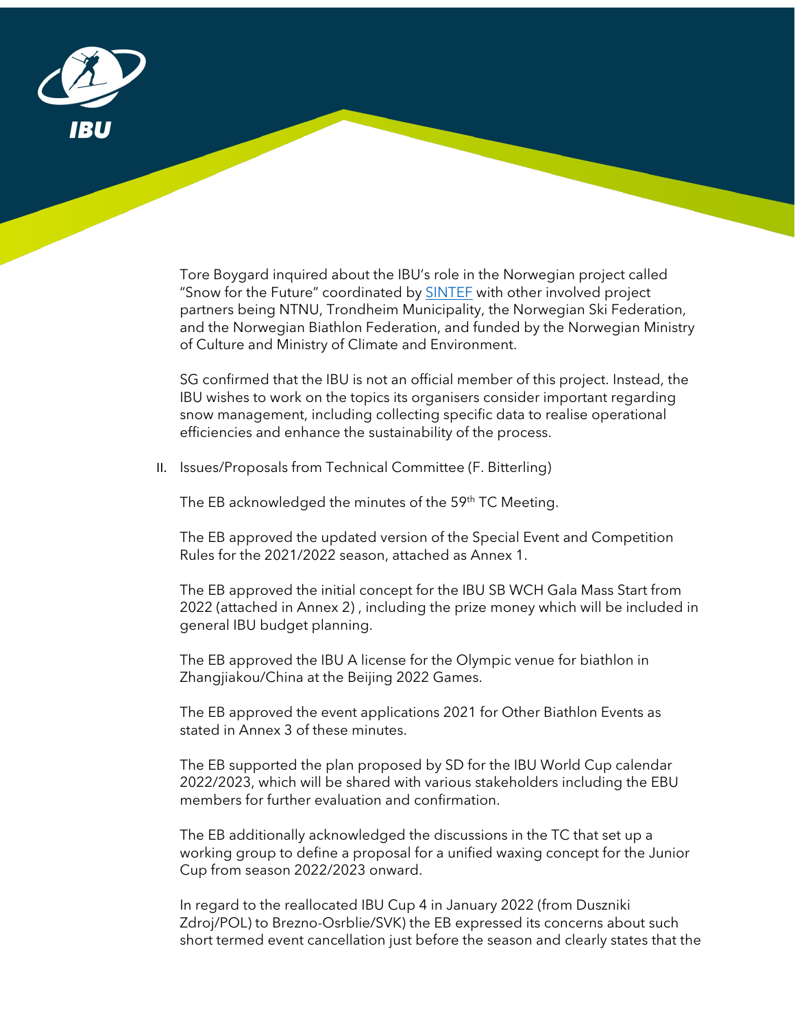Tore Boygard inquired about the IBU's role in the Norwegian project called "Snow for the Future" coordinated by SINTEF with other involved project partners being NTNU, Trondheim Municipality, the Norwegian Ski Federation, and the Norwegian Biathlon Federation, and funded by the Norwegian Ministry of Culture and Ministry of Climate and Environment.

SG confirmed that the IBU is not an official member of this project. Instead, the IBU wishes to work on the topics its organisers consider important regarding snow management, including collecting specific data to realise operational efficiencies and enhance the sustainability of the process.

II. Issues/Proposals from Technical Committee (F. Bitterling)

The EB acknowledged the minutes of the 59th TC Meeting.

The EB approved the updated version of the Special Event and Competition Rules for the 2021/2022 season, attached as Annex 1.

The EB approved the initial concept for the IBU SB WCH Gala Mass Start from 2022 (attached in Annex 2) , including the prize money which will be included in general IBU budget planning.

The EB approved the IBU A license for the Olympic venue for biathlon in Zhangjiakou/China at the Beijing 2022 Games.

The EB approved the event applications 2021 for Other Biathlon Events as stated in Annex 3 of these minutes.

The EB supported the plan proposed by SD for the IBU World Cup calendar 2022/2023, which will be shared with various stakeholders including the EBU members for further evaluation and confirmation.

The EB additionally acknowledged the discussions in the TC that set up a working group to define a proposal for a unified waxing concept for the Junior Cup from season 2022/2023 onward.

In regard to the reallocated IBU Cup 4 in January 2022 (from Duszniki Zdroj/POL) to Brezno-Osrblie/SVK) the EB expressed its concerns about such short termed event cancellation just before the season and clearly states that the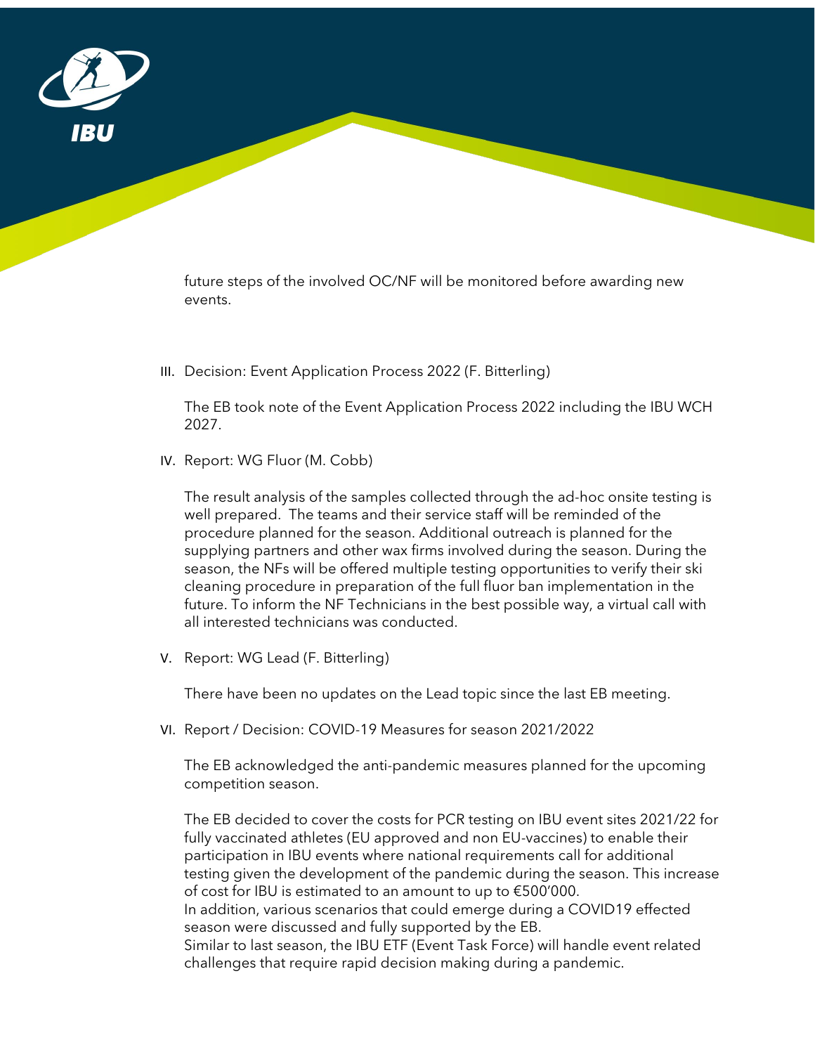future steps of the involved OC/NF will be monitored before awarding new events.

III. Decision: Event Application Process 2022 (F. Bitterling)

The EB took note of the Event Application Process 2022 including the IBU WCH 2027.

IV. Report: WG Fluor (M. Cobb)

The result analysis of the samples collected through the ad-hoc onsite testing is well prepared. The teams and their service staff will be reminded of the procedure planned for the season. Additional outreach is planned for the supplying partners and other wax firms involved during the season. During the season, the NFs will be offered multiple testing opportunities to verify their ski cleaning procedure in preparation of the full fluor ban implementation in the future. To inform the NF Technicians in the best possible way, a virtual call with all interested technicians was conducted.

V. Report: WG Lead (F. Bitterling)

There have been no updates on the Lead topic since the last EB meeting.

VI. Report / Decision: COVID-19 Measures for season 2021/2022

The EB acknowledged the anti-pandemic measures planned for the upcoming competition season.

The EB decided to cover the costs for PCR testing on IBU event sites 2021/22 for fully vaccinated athletes (EU approved and non EU-vaccines) to enable their participation in IBU events where national requirements call for additional testing given the development of the pandemic during the season. This increase of cost for IBU is estimated to an amount to up to €500'000.
In addition, various scenarios that could emerge during a COVID19 effected season were discussed and fully supported by the EB.
Similar to last season, the IBU ETF (Event Task Force) will handle event related challenges that require rapid decision making during a pandemic.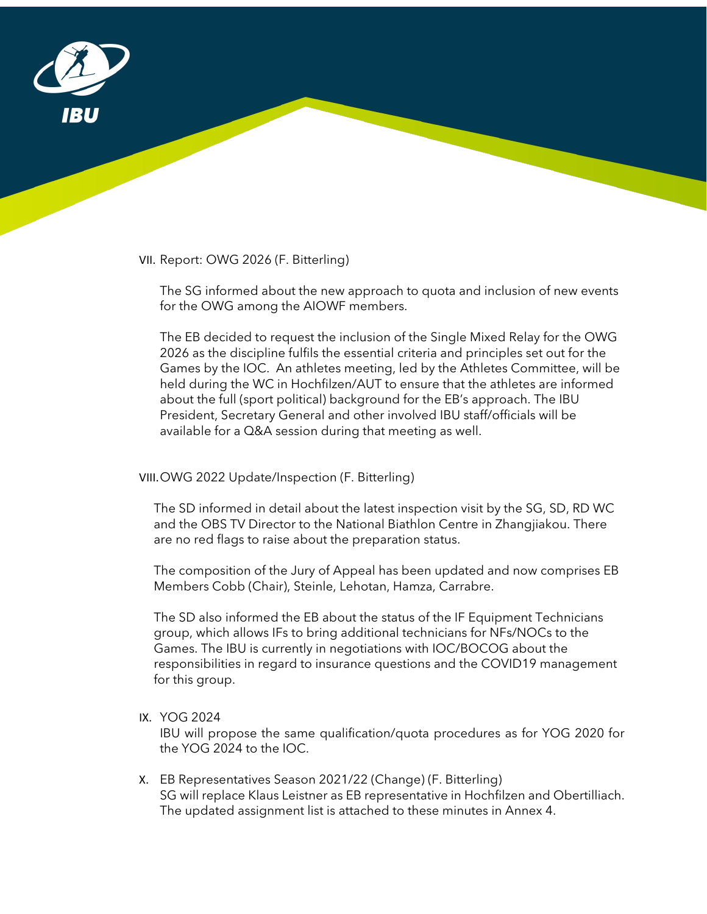VII. Report: OWG 2026 (F. Bitterling)

The SG informed about the new approach to quota and inclusion of new events for the OWG among the AIOWF members.

The EB decided to request the inclusion of the Single Mixed Relay for the OWG 2026 as the discipline fulfils the essential criteria and principles set out for the Games by the IOC. An athletes meeting, led by the Athletes Committee, will be held during the WC in Hochfilzen/AUT to ensure that the athletes are informed about the full (sport political) background for the EB's approach. The IBU President, Secretary General and other involved IBU staff/officials will be available for a Q&A session during that meeting as well.

VIII. OWG 2022 Update/Inspection (F. Bitterling)

The SD informed in detail about the latest inspection visit by the SG, SD, RD WC and the OBS TV Director to the National Biathlon Centre in Zhangjiakou. There are no red flags to raise about the preparation status.

The composition of the Jury of Appeal has been updated and now comprises EB Members Cobb (Chair), Steinle, Lehotan, Hamza, Carrabre.

The SD also informed the EB about the status of the IF Equipment Technicians group, which allows IFs to bring additional technicians for NFs/NOCs to the Games. The IBU is currently in negotiations with IOC/BOCOG about the responsibilities in regard to insurance questions and the COVID19 management for this group.

IX. YOG 2024

IBU will propose the same qualification/quota procedures as for YOG 2020 for the YOG 2024 to the IOC.

X. EB Representatives Season 2021/22 (Change) (F. Bitterling)

SG will replace Klaus Leistner as EB representative in Hochfilzen and Obertilliach. The updated assignment list is attached to these minutes in Annex 4.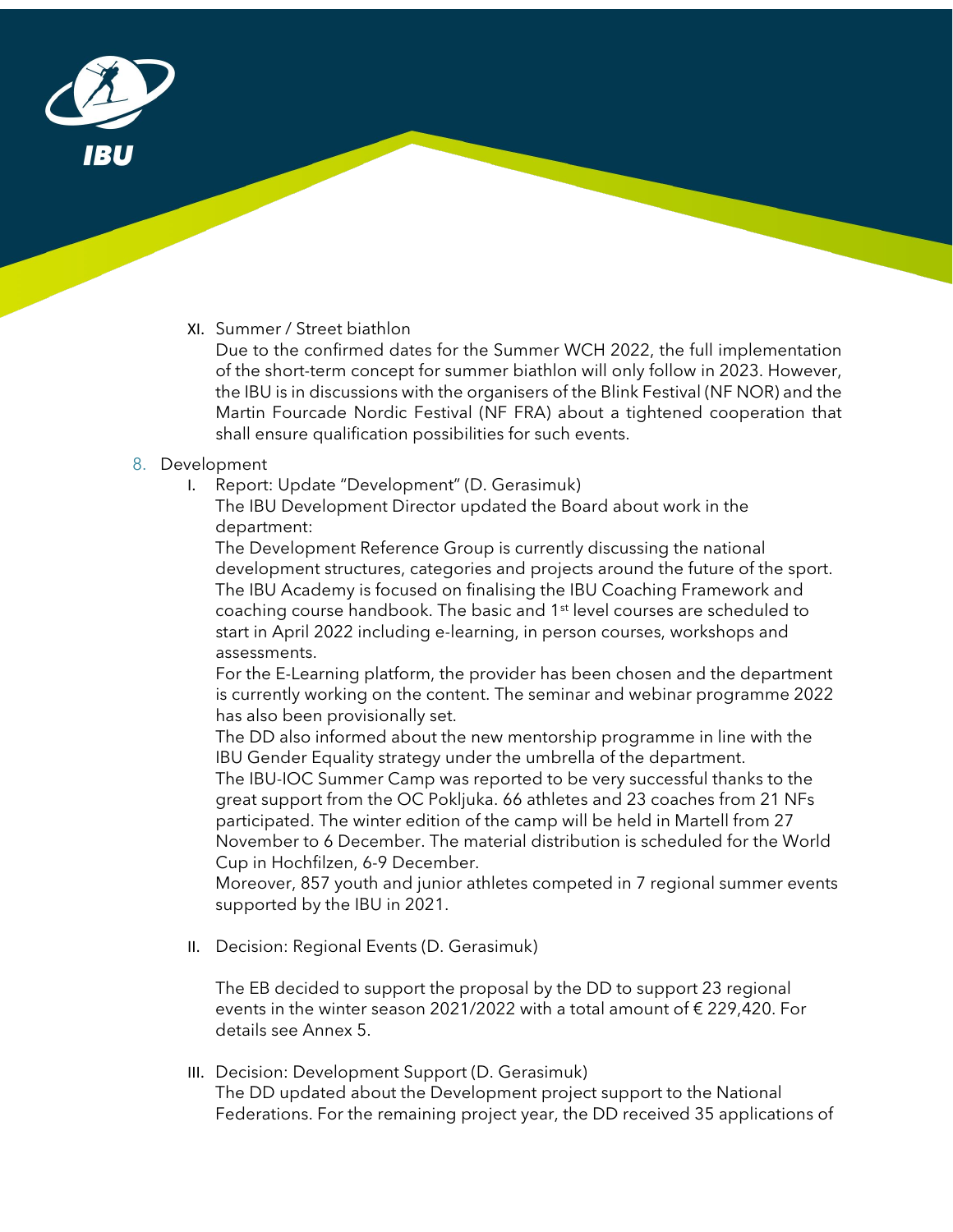XI. Summer / Street biathlon

Due to the confirmed dates for the Summer WCH 2022, the full implementation of the short-term concept for summer biathlon will only follow in 2023. However, the IBU is in discussions with the organisers of the Blink Festival (NF NOR) and the Martin Fourcade Nordic Festival (NF FRA) about a tightened cooperation that shall ensure qualification possibilities for such events.

8. Development

I. Report: Update "Development" (D. Gerasimuk)

The IBU Development Director updated the Board about work in the department:

The Development Reference Group is currently discussing the national development structures, categories and projects around the future of the sport. The IBU Academy is focused on finalising the IBU Coaching Framework and coaching course handbook. The basic and 1st level courses are scheduled to start in April 2022 including e-learning, in person courses, workshops and assessments.

For the E-Learning platform, the provider has been chosen and the department is currently working on the content. The seminar and webinar programme 2022 has also been provisionally set.

The DD also informed about the new mentorship programme in line with the IBU Gender Equality strategy under the umbrella of the department.

The IBU-IOC Summer Camp was reported to be very successful thanks to the great support from the OC Pokljuka. 66 athletes and 23 coaches from 21 NFs participated. The winter edition of the camp will be held in Martell from 27 November to 6 December. The material distribution is scheduled for the World Cup in Hochfilzen, 6-9 December.

Moreover, 857 youth and junior athletes competed in 7 regional summer events supported by the IBU in 2021.

II. Decision: Regional Events (D. Gerasimuk)

The EB decided to support the proposal by the DD to support 23 regional events in the winter season 2021/2022 with a total amount of € 229,420. For details see Annex 5.

III. Decision: Development Support (D. Gerasimuk)

The DD updated about the Development project support to the National Federations. For the remaining project year, the DD received 35 applications of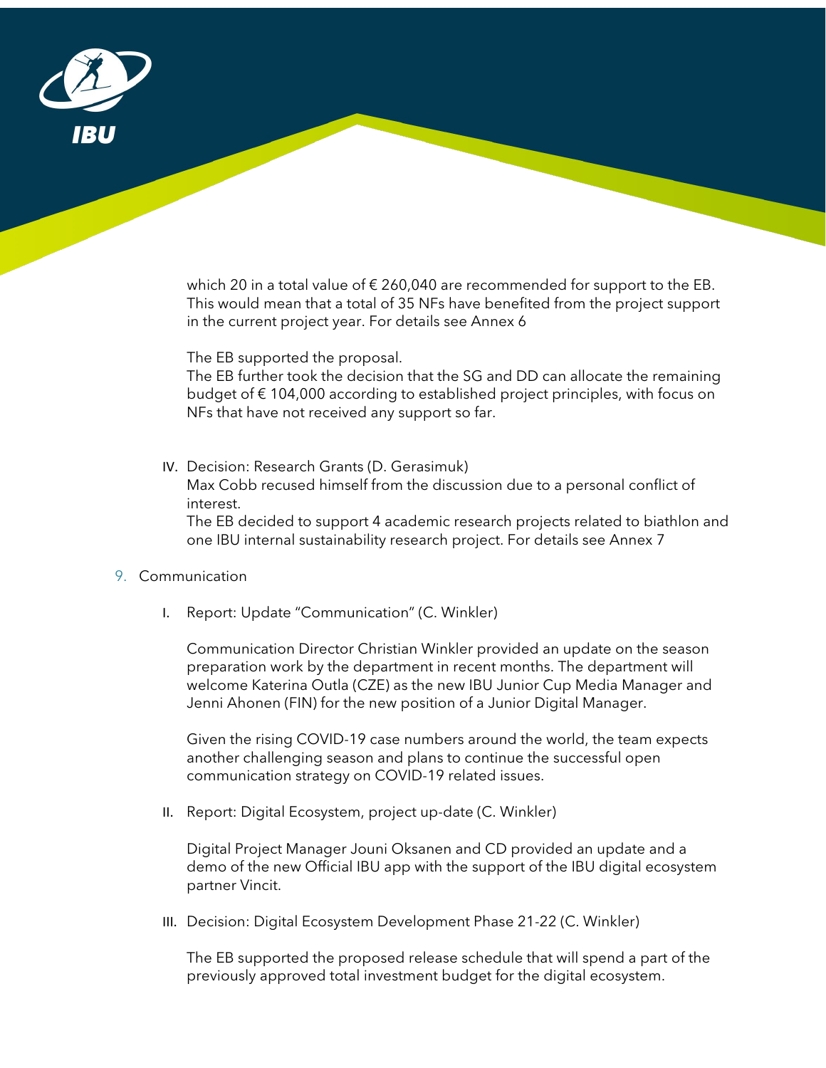which 20 in a total value of € 260,040 are recommended for support to the EB. This would mean that a total of 35 NFs have benefited from the project support in the current project year. For details see Annex 6

The EB supported the proposal.
The EB further took the decision that the SG and DD can allocate the remaining budget of € 104,000 according to established project principles, with focus on NFs that have not received any support so far.

IV. Decision: Research Grants (D. Gerasimuk)
Max Cobb recused himself from the discussion due to a personal conflict of interest.
The EB decided to support 4 academic research projects related to biathlon and one IBU internal sustainability research project. For details see Annex 7

9. Communication

I. Report: Update "Communication" (C. Winkler)

Communication Director Christian Winkler provided an update on the season preparation work by the department in recent months. The department will welcome Katerina Outla (CZE) as the new IBU Junior Cup Media Manager and Jenni Ahonen (FIN) for the new position of a Junior Digital Manager.

Given the rising COVID-19 case numbers around the world, the team expects another challenging season and plans to continue the successful open communication strategy on COVID-19 related issues.

II. Report: Digital Ecosystem, project up-date (C. Winkler)

Digital Project Manager Jouni Oksanen and CD provided an update and a demo of the new Official IBU app with the support of the IBU digital ecosystem partner Vincit.

III. Decision: Digital Ecosystem Development Phase 21-22 (C. Winkler)

The EB supported the proposed release schedule that will spend a part of the previously approved total investment budget for the digital ecosystem.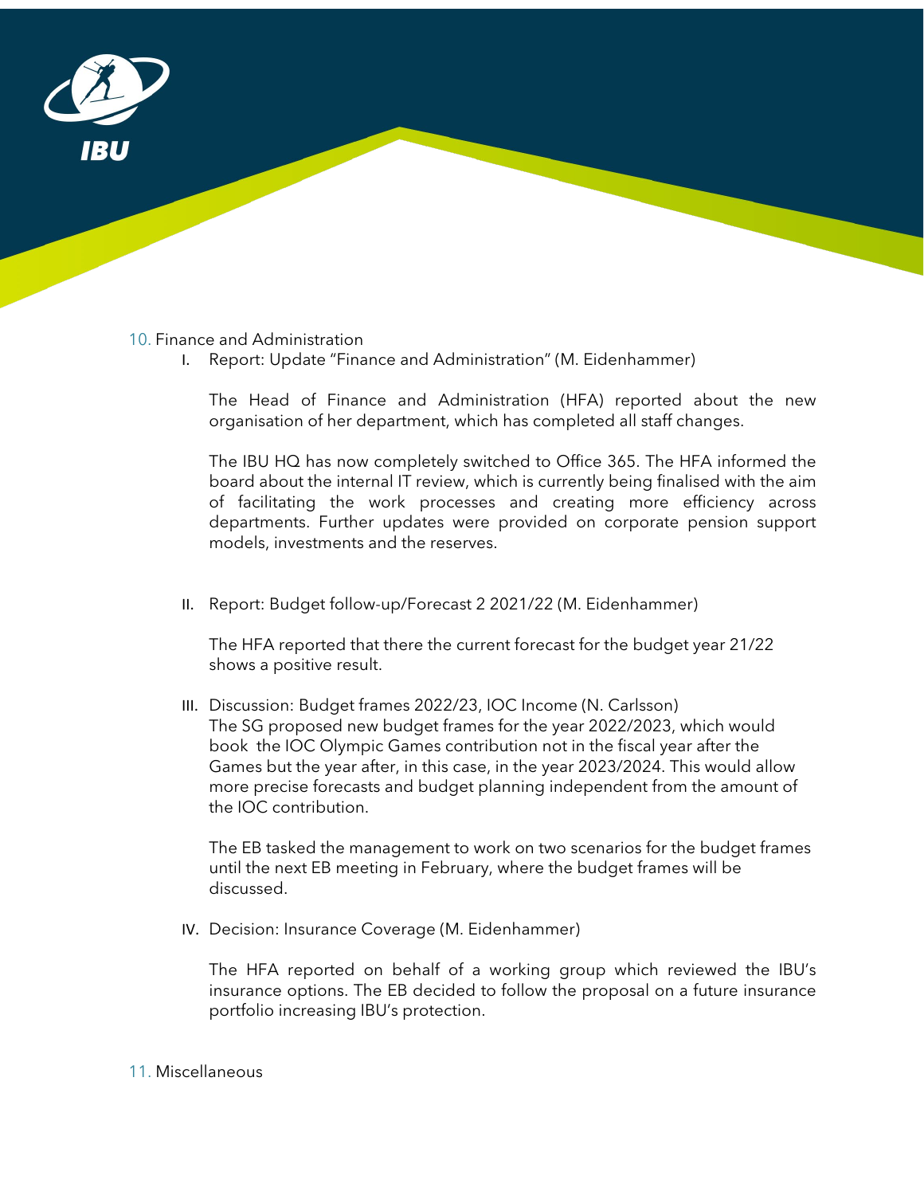## 10. Finance and Administration

I. Report: Update "Finance and Administration" (M. Eidenhammer)

The Head of Finance and Administration (HFA) reported about the new organisation of her department, which has completed all staff changes.

The IBU HQ has now completely switched to Office 365. The HFA informed the board about the internal IT review, which is currently being finalised with the aim of facilitating the work processes and creating more efficiency across departments. Further updates were provided on corporate pension support models, investments and the reserves.

II. Report: Budget follow-up/Forecast 2 2021/22 (M. Eidenhammer)

The HFA reported that there the current forecast for the budget year 21/22 shows a positive result.

III. Discussion: Budget frames 2022/23, IOC Income (N. Carlsson)
The SG proposed new budget frames for the year 2022/2023, which would book the IOC Olympic Games contribution not in the fiscal year after the Games but the year after, in this case, in the year 2023/2024. This would allow more precise forecasts and budget planning independent from the amount of the IOC contribution.

The EB tasked the management to work on two scenarios for the budget frames until the next EB meeting in February, where the budget frames will be discussed.

IV. Decision: Insurance Coverage (M. Eidenhammer)

The HFA reported on behalf of a working group which reviewed the IBU's insurance options. The EB decided to follow the proposal on a future insurance portfolio increasing IBU's protection.

## 11. Miscellaneous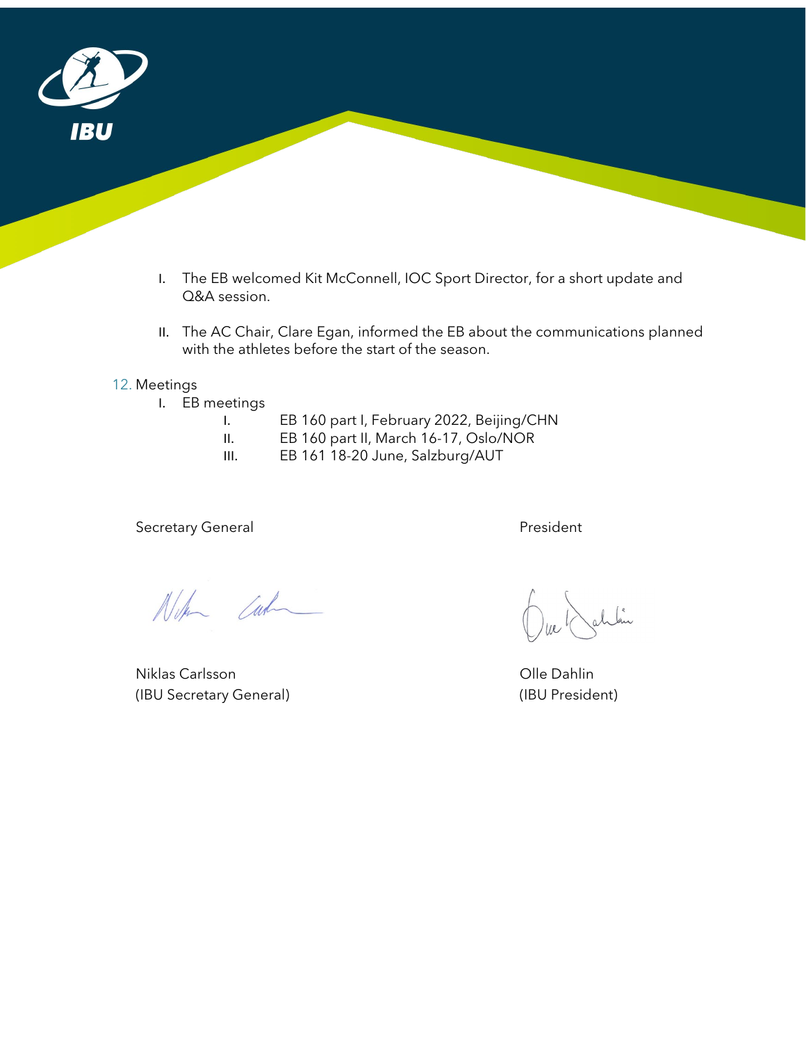I. The EB welcomed Kit McConnell, IOC Sport Director, for a short update and Q&A session.

II. The AC Chair, Clare Egan, informed the EB about the communications planned with the athletes before the start of the season.

12. Meetings

I. EB meetings

  I. EB 160 part I, February 2022, Beijing/CHN

  II. EB 160 part II, March 16-17, Oslo/NOR

  III. EB 161 18-20 June, Salzburg/AUT

| | |
|---|---|
| Secretary General | President |
| Niklas Carlsson | Olle Dahlin |
| (IBU Secretary General) | (IBU President) |